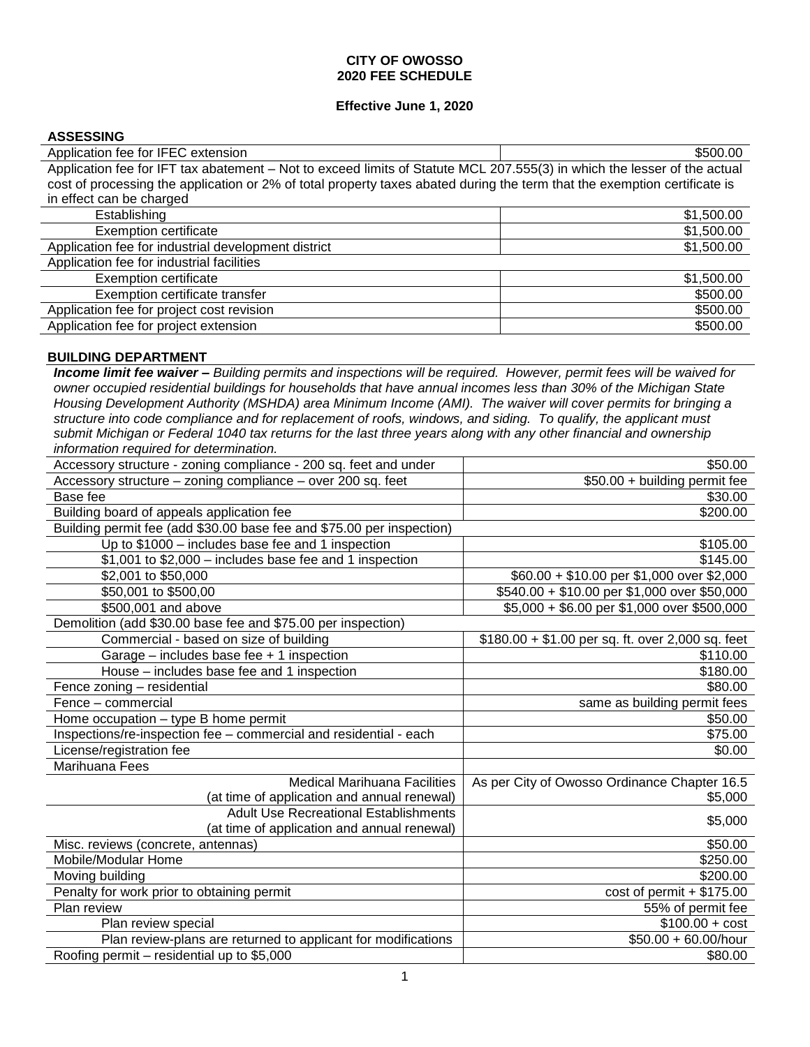**CITY OF OWOSSO**
**2020 FEE SCHEDULE**

**Effective June 1, 2020**

## ASSESSING

| | |
|---|---|
| Application fee for IFEC extension | $500.00 |
| Application fee for IFT tax abatement – Not to exceed limits of Statute MCL 207.555(3) in which the lesser of the actual cost of processing the application or 2% of total property taxes abated during the term that the exemption certificate is in effect can be charged | |
| Establishing | $1,500.00 |
| Exemption certificate | $1,500.00 |
| Application fee for industrial development district | $1,500.00 |
| Application fee for industrial facilities | |
| Exemption certificate | $1,500.00 |
| Exemption certificate transfer | $500.00 |
| Application fee for project cost revision | $500.00 |
| Application fee for project extension | $500.00 |

## BUILDING DEPARTMENT

***Income limit fee waiver –*** *Building permits and inspections will be required. However, permit fees will be waived for owner occupied residential buildings for households that have annual incomes less than 30% of the Michigan State Housing Development Authority (MSHDA) area Minimum Income (AMI). The waiver will cover permits for bringing a structure into code compliance and for replacement of roofs, windows, and siding. To qualify, the applicant must submit Michigan or Federal 1040 tax returns for the last three years along with any other financial and ownership information required for determination.*

| | |
|---|---|
| Accessory structure - zoning compliance - 200 sq. feet and under | $50.00 |
| Accessory structure – zoning compliance – over 200 sq. feet | $50.00 + building permit fee |
| Base fee | $30.00 |
| Building board of appeals application fee | $200.00 |
| Building permit fee (add $30.00 base fee and $75.00 per inspection) | |
| Up to $1000 – includes base fee and 1 inspection | $105.00 |
| $1,001 to $2,000 – includes base fee and 1 inspection | $145.00 |
| $2,001 to $50,000 | $60.00 + $10.00 per $1,000 over $2,000 |
| $50,001 to $500,00 | $540.00 + $10.00 per $1,000 over $50,000 |
| $500,001 and above | $5,000 + $6.00 per $1,000 over $500,000 |
| Demolition (add $30.00 base fee and $75.00 per inspection) | |
| Commercial - based on size of building | $180.00 + $1.00 per sq. ft. over 2,000 sq. feet |
| Garage – includes base fee + 1 inspection | $110.00 |
| House – includes base fee and 1 inspection | $180.00 |
| Fence zoning – residential | $80.00 |
| Fence – commercial | same as building permit fees |
| Home occupation – type B home permit | $50.00 |
| Inspections/re-inspection fee – commercial and residential - each | $75.00 |
| License/registration fee | $0.00 |
| Marihuana Fees | |
| Medical Marihuana Facilities (at time of application and annual renewal) | As per City of Owosso Ordinance Chapter 16.5 $5,000 |
| Adult Use Recreational Establishments (at time of application and annual renewal) | $5,000 |
| Misc. reviews (concrete, antennas) | $50.00 |
| Mobile/Modular Home | $250.00 |
| Moving building | $200.00 |
| Penalty for work prior to obtaining permit | cost of permit + $175.00 |
| Plan review | 55% of permit fee |
| Plan review special | $100.00 + cost |
| Plan review-plans are returned to applicant for modifications | $50.00 + 60.00/hour |
| Roofing permit – residential up to $5,000 | $80.00 |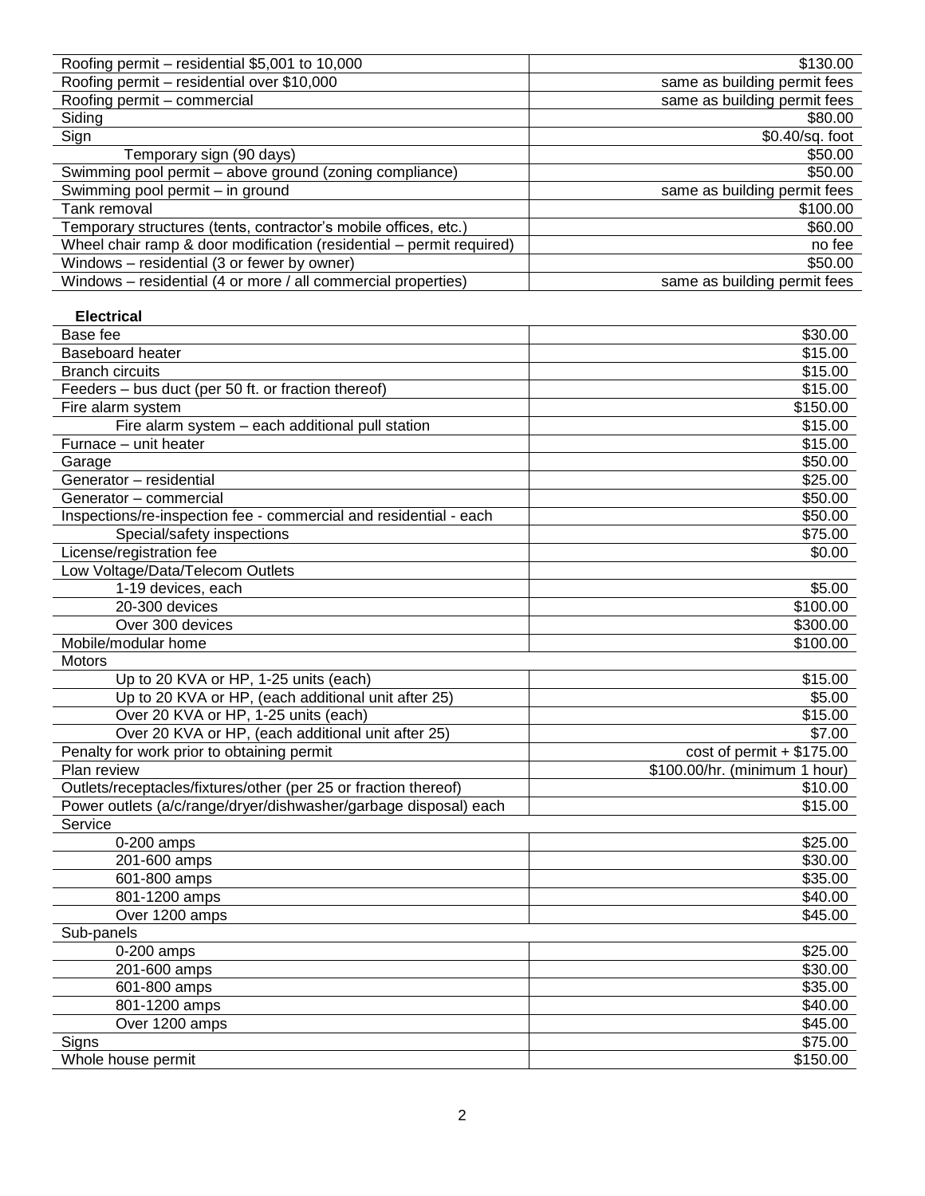| | |
|---|---|
| Roofing permit – residential $5,001 to 10,000 | $130.00 |
| Roofing permit – residential over $10,000 | same as building permit fees |
| Roofing permit – commercial | same as building permit fees |
| Siding | $80.00 |
| Sign | $0.40/sq. foot |
| Temporary sign (90 days) | $50.00 |
| Swimming pool permit – above ground (zoning compliance) | $50.00 |
| Swimming pool permit – in ground | same as building permit fees |
| Tank removal | $100.00 |
| Temporary structures (tents, contractor's mobile offices, etc.) | $60.00 |
| Wheel chair ramp & door modification (residential – permit required) | no fee |
| Windows – residential (3 or fewer by owner) | $50.00 |
| Windows – residential (4 or more / all commercial properties) | same as building permit fees |

**Electrical**

| | |
|---|---|
| Base fee | $30.00 |
| Baseboard heater | $15.00 |
| Branch circuits | $15.00 |
| Feeders – bus duct (per 50 ft. or fraction thereof) | $15.00 |
| Fire alarm system | $150.00 |
| Fire alarm system – each additional pull station | $15.00 |
| Furnace – unit heater | $15.00 |
| Garage | $50.00 |
| Generator – residential | $25.00 |
| Generator – commercial | $50.00 |
| Inspections/re-inspection fee - commercial and residential - each | $50.00 |
| Special/safety inspections | $75.00 |
| License/registration fee | $0.00 |
| Low Voltage/Data/Telecom Outlets | |
| 1-19 devices, each | $5.00 |
| 20-300 devices | $100.00 |
| Over 300 devices | $300.00 |
| Mobile/modular home | $100.00 |
| Motors | |
| Up to 20 KVA or HP, 1-25 units (each) | $15.00 |
| Up to 20 KVA or HP, (each additional unit after 25) | $5.00 |
| Over 20 KVA or HP, 1-25 units (each) | $15.00 |
| Over 20 KVA or HP, (each additional unit after 25) | $7.00 |
| Penalty for work prior to obtaining permit | cost of permit + $175.00 |
| Plan review | $100.00/hr. (minimum 1 hour) |
| Outlets/receptacles/fixtures/other (per 25 or fraction thereof) | $10.00 |
| Power outlets (a/c/range/dryer/dishwasher/garbage disposal) each | $15.00 |
| Service | |
| 0-200 amps | $25.00 |
| 201-600 amps | $30.00 |
| 601-800 amps | $35.00 |
| 801-1200 amps | $40.00 |
| Over 1200 amps | $45.00 |
| Sub-panels | |
| 0-200 amps | $25.00 |
| 201-600 amps | $30.00 |
| 601-800 amps | $35.00 |
| 801-1200 amps | $40.00 |
| Over 1200 amps | $45.00 |
| Signs | $75.00 |
| Whole house permit | $150.00 |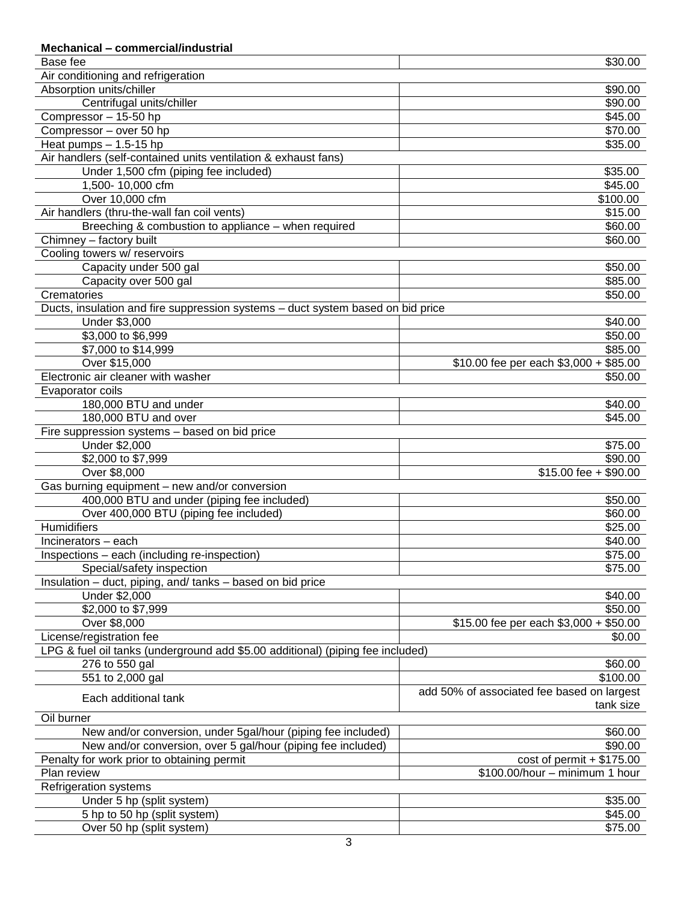**Mechanical – commercial/industrial**

| | |
|---|---|
| Base fee | $30.00 |
| Air conditioning and refrigeration | |
| Absorption units/chiller | $90.00 |
| Centrifugal units/chiller | $90.00 |
| Compressor – 15-50 hp | $45.00 |
| Compressor – over 50 hp | $70.00 |
| Heat pumps – 1.5-15 hp | $35.00 |
| Air handlers (self-contained units ventilation & exhaust fans) | |
| Under 1,500 cfm (piping fee included) | $35.00 |
| 1,500- 10,000 cfm | $45.00 |
| Over 10,000 cfm | $100.00 |
| Air handlers (thru-the-wall fan coil vents) | $15.00 |
| Breeching & combustion to appliance – when required | $60.00 |
| Chimney – factory built | $60.00 |
| Cooling towers w/ reservoirs | |
| Capacity under 500 gal | $50.00 |
| Capacity over 500 gal | $85.00 |
| Crematories | $50.00 |
| Ducts, insulation and fire suppression systems – duct system based on bid price | |
| Under $3,000 | $40.00 |
| $3,000 to $6,999 | $50.00 |
| $7,000 to $14,999 | $85.00 |
| Over $15,000 | $10.00 fee per each $3,000 + $85.00 |
| Electronic air cleaner with washer | $50.00 |
| Evaporator coils | |
| 180,000 BTU and under | $40.00 |
| 180,000 BTU and over | $45.00 |
| Fire suppression systems – based on bid price | |
| Under $2,000 | $75.00 |
| $2,000 to $7,999 | $90.00 |
| Over $8,000 | $15.00 fee + $90.00 |
| Gas burning equipment – new and/or conversion | |
| 400,000 BTU and under (piping fee included) | $50.00 |
| Over 400,000 BTU (piping fee included) | $60.00 |
| Humidifiers | $25.00 |
| Incinerators – each | $40.00 |
| Inspections – each (including re-inspection) | $75.00 |
| Special/safety inspection | $75.00 |
| Insulation – duct, piping, and/ tanks – based on bid price | |
| Under $2,000 | $40.00 |
| $2,000 to $7,999 | $50.00 |
| Over $8,000 | $15.00 fee per each $3,000 + $50.00 |
| License/registration fee | $0.00 |
| LPG & fuel oil tanks (underground add $5.00 additional) (piping fee included) | |
| 276 to 550 gal | $60.00 |
| 551 to 2,000 gal | $100.00 |
| Each additional tank | add 50% of associated fee based on largest tank size |
| Oil burner | |
| New and/or conversion, under 5gal/hour (piping fee included) | $60.00 |
| New and/or conversion, over 5 gal/hour (piping fee included) | $90.00 |
| Penalty for work prior to obtaining permit | cost of permit + $175.00 |
| Plan review | $100.00/hour – minimum 1 hour |
| Refrigeration systems | |
| Under 5 hp (split system) | $35.00 |
| 5 hp to 50 hp (split system) | $45.00 |
| Over 50 hp (split system) | $75.00 |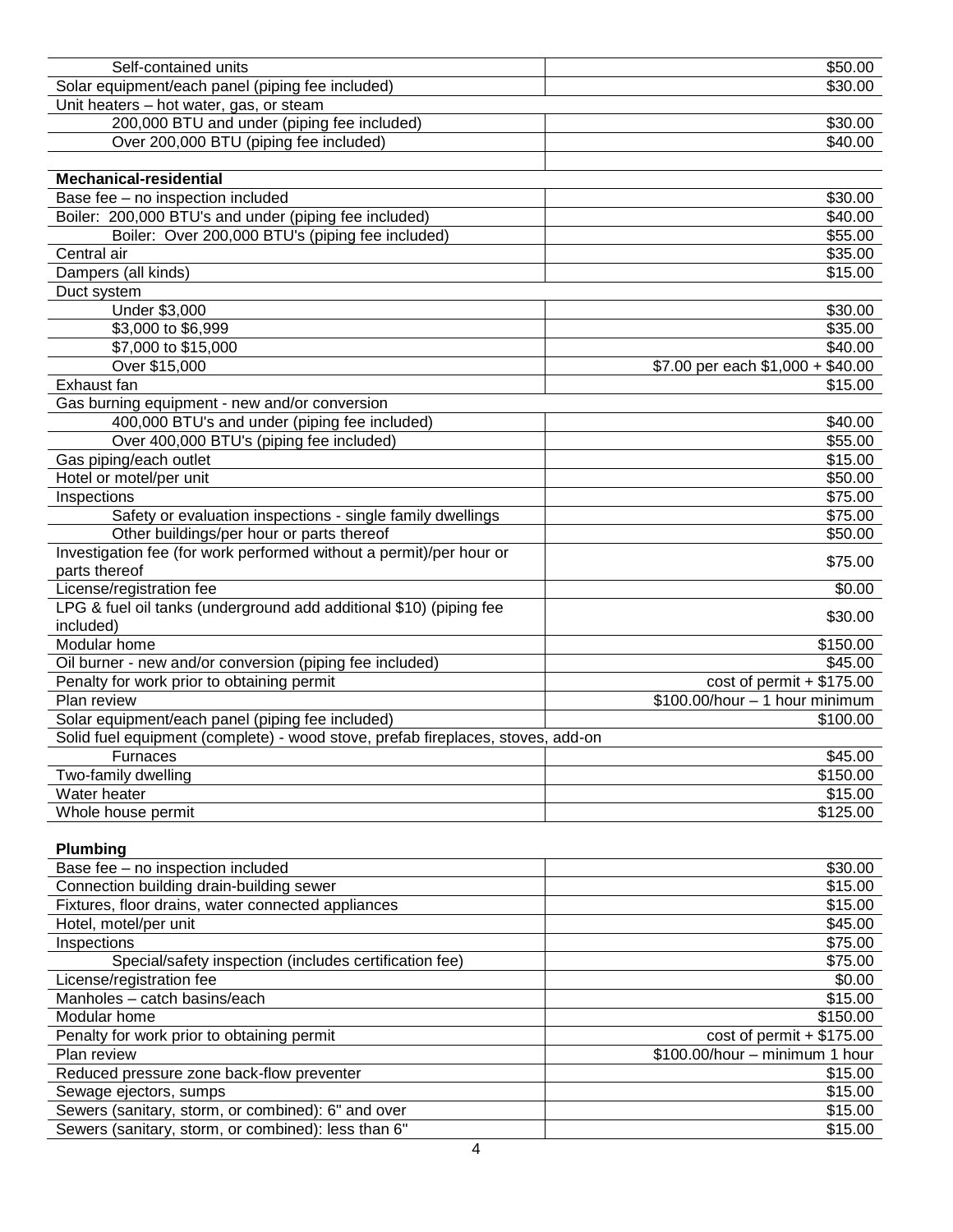| | |
|---|---|
| Self-contained units | $50.00 |
| Solar equipment/each panel (piping fee included) | $30.00 |
| Unit heaters – hot water, gas, or steam | |
| 200,000 BTU and under (piping fee included) | $30.00 |
| Over 200,000 BTU (piping fee included) | $40.00 |
| | |
| **Mechanical-residential** | |
| Base fee – no inspection included | $30.00 |
| Boiler: 200,000 BTU's and under (piping fee included) | $40.00 |
| Boiler: Over 200,000 BTU's (piping fee included) | $55.00 |
| Central air | $35.00 |
| Dampers (all kinds) | $15.00 |
| Duct system | |
| Under $3,000 | $30.00 |
| $3,000 to $6,999 | $35.00 |
| $7,000 to $15,000 | $40.00 |
| Over $15,000 | $7.00 per each $1,000 + $40.00 |
| Exhaust fan | $15.00 |
| Gas burning equipment - new and/or conversion | |
| 400,000 BTU's and under (piping fee included) | $40.00 |
| Over 400,000 BTU's (piping fee included) | $55.00 |
| Gas piping/each outlet | $15.00 |
| Hotel or motel/per unit | $50.00 |
| Inspections | $75.00 |
| Safety or evaluation inspections - single family dwellings | $75.00 |
| Other buildings/per hour or parts thereof | $50.00 |
| Investigation fee (for work performed without a permit)/per hour or parts thereof | $75.00 |
| License/registration fee | $0.00 |
| LPG & fuel oil tanks (underground add additional $10) (piping fee included) | $30.00 |
| Modular home | $150.00 |
| Oil burner - new and/or conversion (piping fee included) | $45.00 |
| Penalty for work prior to obtaining permit | cost of permit + $175.00 |
| Plan review | $100.00/hour – 1 hour minimum |
| Solar equipment/each panel (piping fee included) | $100.00 |
| Solid fuel equipment (complete) - wood stove, prefab fireplaces, stoves, add-on | |
| Furnaces | $45.00 |
| Two-family dwelling | $150.00 |
| Water heater | $15.00 |
| Whole house permit | $125.00 |

**Plumbing**

| | |
|---|---|
| Base fee – no inspection included | $30.00 |
| Connection building drain-building sewer | $15.00 |
| Fixtures, floor drains, water connected appliances | $15.00 |
| Hotel, motel/per unit | $45.00 |
| Inspections | $75.00 |
| Special/safety inspection (includes certification fee) | $75.00 |
| License/registration fee | $0.00 |
| Manholes – catch basins/each | $15.00 |
| Modular home | $150.00 |
| Penalty for work prior to obtaining permit | cost of permit + $175.00 |
| Plan review | $100.00/hour – minimum 1 hour |
| Reduced pressure zone back-flow preventer | $15.00 |
| Sewage ejectors, sumps | $15.00 |
| Sewers (sanitary, storm, or combined): 6" and over | $15.00 |
| Sewers (sanitary, storm, or combined): less than 6" | $15.00 |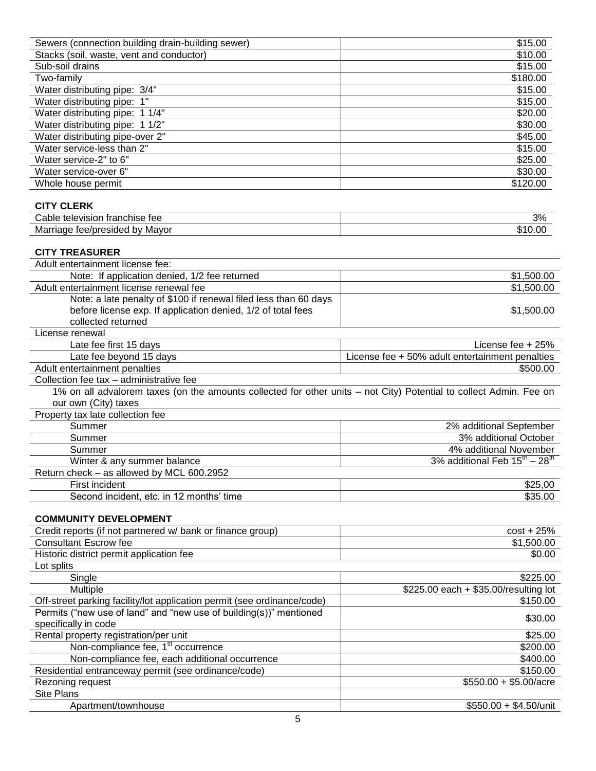| | |
|---|---|
| Sewers (connection building drain-building sewer) | $15.00 |
| Stacks (soil, waste, vent and conductor) | $10.00 |
| Sub-soil drains | $15.00 |
| Two-family | $180.00 |
| Water distributing pipe: 3/4" | $15.00 |
| Water distributing pipe: 1" | $15.00 |
| Water distributing pipe: 1 1/4" | $20.00 |
| Water distributing pipe: 1 1/2" | $30.00 |
| Water distributing pipe-over 2" | $45.00 |
| Water service-less than 2" | $15.00 |
| Water service-2" to 6" | $25.00 |
| Water service-over 6" | $30.00 |
| Whole house permit | $120.00 |

**CITY CLERK**

| | |
|---|---|
| Cable television franchise fee | 3% |
| Marriage fee/presided by Mayor | $10.00 |

**CITY TREASURER**

| | |
|---|---|
| Adult entertainment license fee: | |
| Note: If application denied, 1/2 fee returned | $1,500.00 |
| Adult entertainment license renewal fee | $1,500.00 |
| Note: a late penalty of $100 if renewal filed less than 60 days before license exp. If application denied, 1/2 of total fees collected returned | $1,500.00 |
| License renewal | |
| Late fee first 15 days | License fee + 25% |
| Late fee beyond 15 days | License fee + 50% adult entertainment penalties |
| Adult entertainment penalties | $500.00 |
| Collection fee tax – administrative fee | |
| 1% on all advalorem taxes (on the amounts collected for other units – not City) Potential to collect Admin. Fee on our own (City) taxes | |
| Property tax late collection fee | |
| Summer | 2% additional September |
| Summer | 3% additional October |
| Summer | 4% additional November |
| Winter & any summer balance | 3% additional Feb 15th – 28th |
| Return check – as allowed by MCL 600.2952 | |
| First incident | $25,00 |
| Second incident, etc. in 12 months' time | $35.00 |

**COMMUNITY DEVELOPMENT**

| | |
|---|---|
| Credit reports (if not partnered w/ bank or finance group) | cost + 25% |
| Consultant Escrow fee | $1,500.00 |
| Historic district permit application fee | $0.00 |
| Lot splits | |
| Single | $225.00 |
| Multiple | $225.00 each + $35.00/resulting lot |
| Off-street parking facility/lot application permit (see ordinance/code) | $150.00 |
| Permits ("new use of land" and "new use of building(s))" mentioned specifically in code | $30.00 |
| Rental property registration/per unit | $25.00 |
| Non-compliance fee, 1st occurrence | $200.00 |
| Non-compliance fee, each additional occurrence | $400.00 |
| Residential entranceway permit (see ordinance/code) | $150.00 |
| Rezoning request | $550.00 + $5.00/acre |
| Site Plans | |
| Apartment/townhouse | $550.00 + $4.50/unit |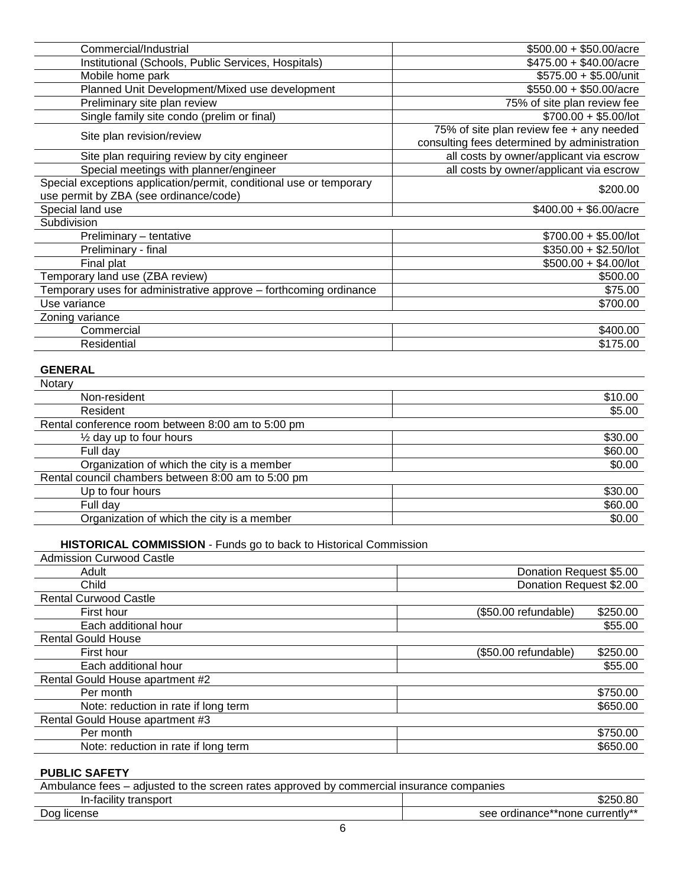| | |
|---|---|
| Commercial/Industrial | $500.00 + $50.00/acre |
| Institutional (Schools, Public Services, Hospitals) | $475.00 + $40.00/acre |
| Mobile home park | $575.00 + $5.00/unit |
| Planned Unit Development/Mixed use development | $550.00 + $50.00/acre |
| Preliminary site plan review | 75% of site plan review fee |
| Single family site condo (prelim or final) | $700.00 + $5.00/lot |
| Site plan revision/review | 75% of site plan review fee + any needed consulting fees determined by administration |
| Site plan requiring review by city engineer | all costs by owner/applicant via escrow |
| Special meetings with planner/engineer | all costs by owner/applicant via escrow |
| Special exceptions application/permit, conditional use or temporary use permit by ZBA (see ordinance/code) | $200.00 |
| Special land use | $400.00 + $6.00/acre |
| Subdivision | |
| Preliminary – tentative | $700.00 + $5.00/lot |
| Preliminary - final | $350.00 + $2.50/lot |
| Final plat | $500.00 + $4.00/lot |
| Temporary land use (ZBA review) | $500.00 |
| Temporary uses for administrative approve – forthcoming ordinance | $75.00 |
| Use variance | $700.00 |
| Zoning variance | |
| Commercial | $400.00 |
| Residential | $175.00 |

**GENERAL**

| | |
|---|---|
| Notary | |
| Non-resident | $10.00 |
| Resident | $5.00 |
| Rental conference room between 8:00 am to 5:00 pm | |
| ½ day up to four hours | $30.00 |
| Full day | $60.00 |
| Organization of which the city is a member | $0.00 |
| Rental council chambers between 8:00 am to 5:00 pm | |
| Up to four hours | $30.00 |
| Full day | $60.00 |
| Organization of which the city is a member | $0.00 |

**HISTORICAL COMMISSION** - Funds go to back to Historical Commission

| | |
|---|---|
| Admission Curwood Castle | |
| Adult | Donation Request $5.00 |
| Child | Donation Request $2.00 |
| Rental Curwood Castle | |
| First hour | ($50.00 refundable) $250.00 |
| Each additional hour | $55.00 |
| Rental Gould House | |
| First hour | ($50.00 refundable) $250.00 |
| Each additional hour | $55.00 |
| Rental Gould House apartment #2 | |
| Per month | $750.00 |
| Note: reduction in rate if long term | $650.00 |
| Rental Gould House apartment #3 | |
| Per month | $750.00 |
| Note: reduction in rate if long term | $650.00 |

**PUBLIC SAFETY**

| | |
|---|---|
| Ambulance fees – adjusted to the screen rates approved by commercial insurance companies | |
| In-facility transport | $250.80 |
| Dog license | see ordinance**none currently** |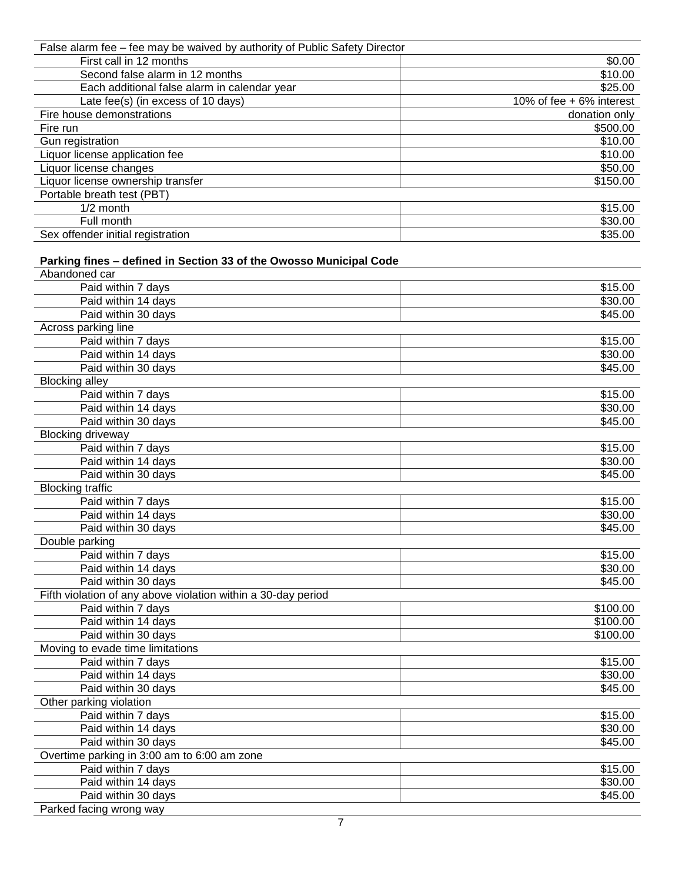| False alarm fee – fee may be waived by authority of Public Safety Director | |
|---|---|
| First call in 12 months | $0.00 |
| Second false alarm in 12 months | $10.00 |
| Each additional false alarm in calendar year | $25.00 |
| Late fee(s) (in excess of 10 days) | 10% of fee + 6% interest |
| Fire house demonstrations | donation only |
| Fire run | $500.00 |
| Gun registration | $10.00 |
| Liquor license application fee | $10.00 |
| Liquor license changes | $50.00 |
| Liquor license ownership transfer | $150.00 |
| Portable breath test (PBT) | |
| 1/2 month | $15.00 |
| Full month | $30.00 |
| Sex offender initial registration | $35.00 |

**Parking fines – defined in Section 33 of the Owosso Municipal Code**

| Abandoned car | |
|---|---|
| Paid within 7 days | $15.00 |
| Paid within 14 days | $30.00 |
| Paid within 30 days | $45.00 |
| Across parking line | |
| Paid within 7 days | $15.00 |
| Paid within 14 days | $30.00 |
| Paid within 30 days | $45.00 |
| Blocking alley | |
| Paid within 7 days | $15.00 |
| Paid within 14 days | $30.00 |
| Paid within 30 days | $45.00 |
| Blocking driveway | |
| Paid within 7 days | $15.00 |
| Paid within 14 days | $30.00 |
| Paid within 30 days | $45.00 |
| Blocking traffic | |
| Paid within 7 days | $15.00 |
| Paid within 14 days | $30.00 |
| Paid within 30 days | $45.00 |
| Double parking | |
| Paid within 7 days | $15.00 |
| Paid within 14 days | $30.00 |
| Paid within 30 days | $45.00 |
| Fifth violation of any above violation within a 30-day period | |
| Paid within 7 days | $100.00 |
| Paid within 14 days | $100.00 |
| Paid within 30 days | $100.00 |
| Moving to evade time limitations | |
| Paid within 7 days | $15.00 |
| Paid within 14 days | $30.00 |
| Paid within 30 days | $45.00 |
| Other parking violation | |
| Paid within 7 days | $15.00 |
| Paid within 14 days | $30.00 |
| Paid within 30 days | $45.00 |
| Overtime parking in 3:00 am to 6:00 am zone | |
| Paid within 7 days | $15.00 |
| Paid within 14 days | $30.00 |
| Paid within 30 days | $45.00 |
| Parked facing wrong way | |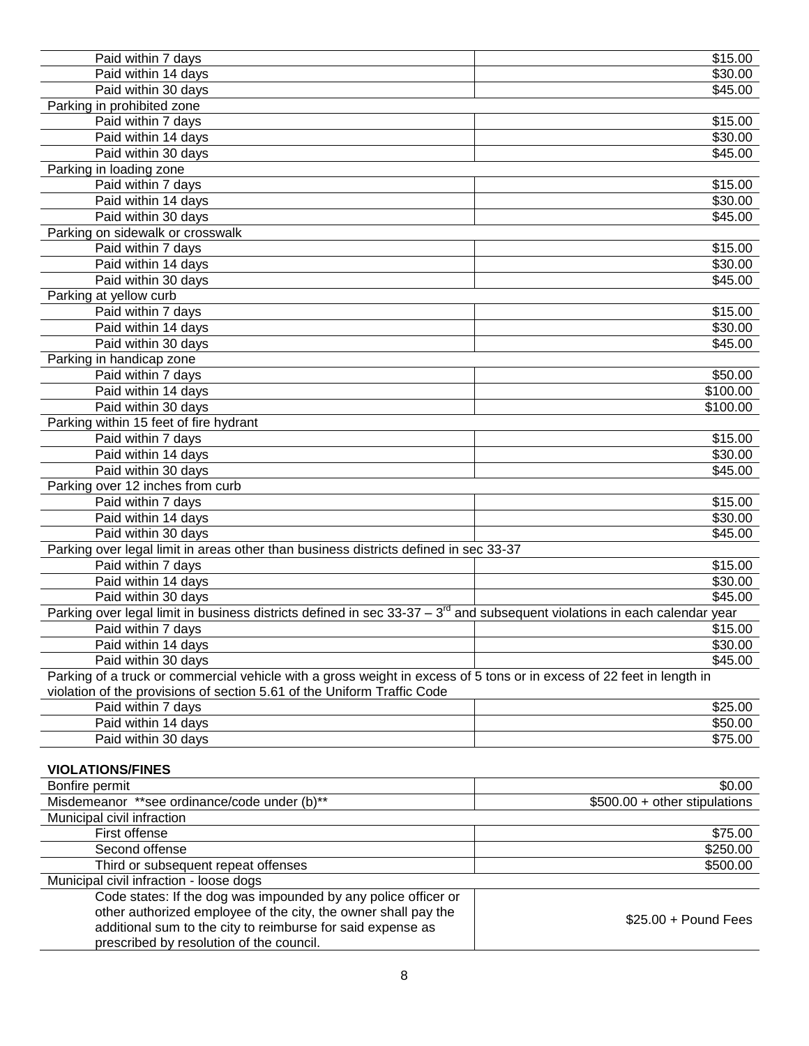| | |
|---|---|
| Paid within 7 days | $15.00 |
| Paid within 14 days | $30.00 |
| Paid within 30 days | $45.00 |
| Parking in prohibited zone | |
| Paid within 7 days | $15.00 |
| Paid within 14 days | $30.00 |
| Paid within 30 days | $45.00 |
| Parking in loading zone | |
| Paid within 7 days | $15.00 |
| Paid within 14 days | $30.00 |
| Paid within 30 days | $45.00 |
| Parking on sidewalk or crosswalk | |
| Paid within 7 days | $15.00 |
| Paid within 14 days | $30.00 |
| Paid within 30 days | $45.00 |
| Parking at yellow curb | |
| Paid within 7 days | $15.00 |
| Paid within 14 days | $30.00 |
| Paid within 30 days | $45.00 |
| Parking in handicap zone | |
| Paid within 7 days | $50.00 |
| Paid within 14 days | $100.00 |
| Paid within 30 days | $100.00 |
| Parking within 15 feet of fire hydrant | |
| Paid within 7 days | $15.00 |
| Paid within 14 days | $30.00 |
| Paid within 30 days | $45.00 |
| Parking over 12 inches from curb | |
| Paid within 7 days | $15.00 |
| Paid within 14 days | $30.00 |
| Paid within 30 days | $45.00 |
| Parking over legal limit in areas other than business districts defined in sec 33-37 | |
| Paid within 7 days | $15.00 |
| Paid within 14 days | $30.00 |
| Paid within 30 days | $45.00 |
| Parking over legal limit in business districts defined in sec 33-37 – 3rd and subsequent violations in each calendar year | |
| Paid within 7 days | $15.00 |
| Paid within 14 days | $30.00 |
| Paid within 30 days | $45.00 |
| Parking of a truck or commercial vehicle with a gross weight in excess of 5 tons or in excess of 22 feet in length in violation of the provisions of section 5.61 of the Uniform Traffic Code | |
| Paid within 7 days | $25.00 |
| Paid within 14 days | $50.00 |
| Paid within 30 days | $75.00 |

**VIOLATIONS/FINES**

| | |
|---|---|
| Bonfire permit | $0.00 |
| Misdemeanor **see ordinance/code under (b)** | $500.00 + other stipulations |
| Municipal civil infraction | |
| First offense | $75.00 |
| Second offense | $250.00 |
| Third or subsequent repeat offenses | $500.00 |
| Municipal civil infraction - loose dogs | |
| Code states: If the dog was impounded by any police officer or other authorized employee of the city, the owner shall pay the additional sum to the city to reimburse for said expense as prescribed by resolution of the council. | $25.00 + Pound Fees |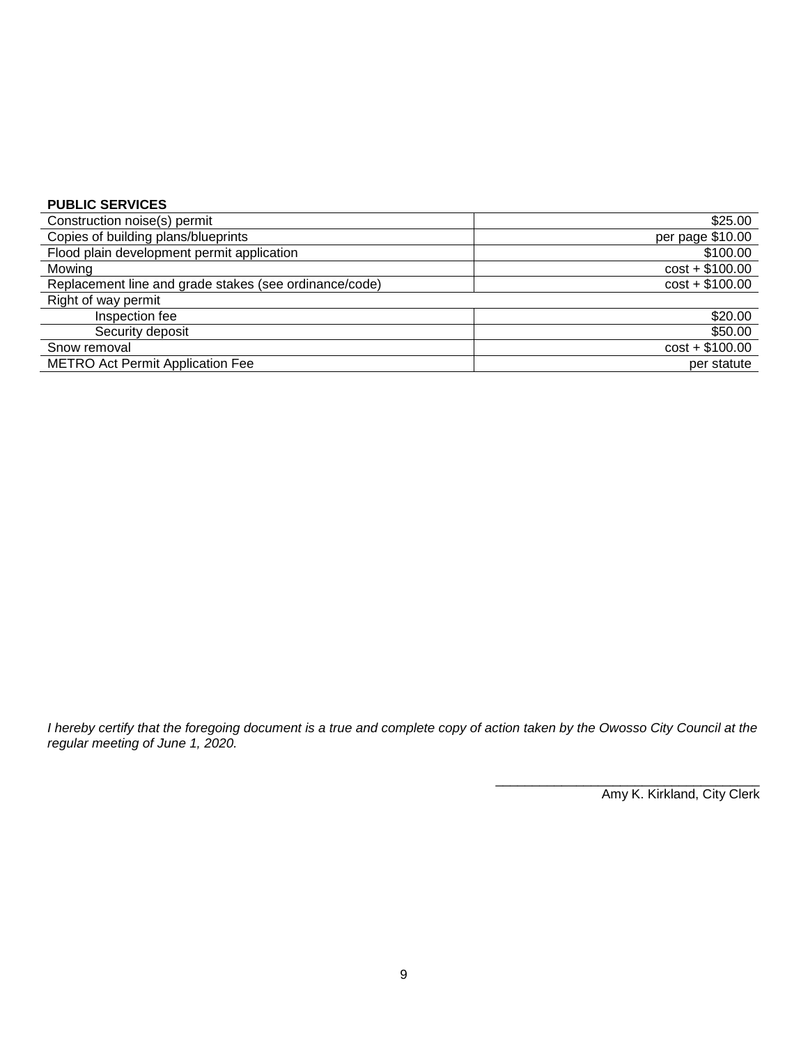**PUBLIC SERVICES**

| | |
|---|---|
| Construction noise(s) permit | $25.00 |
| Copies of building plans/blueprints | per page $10.00 |
| Flood plain development permit application | $100.00 |
| Mowing | cost + $100.00 |
| Replacement line and grade stakes (see ordinance/code) | cost + $100.00 |
| Right of way permit | |
| Inspection fee | $20.00 |
| Security deposit | $50.00 |
| Snow removal | cost + $100.00 |
| METRO Act Permit Application Fee | per statute |

*I hereby certify that the foregoing document is a true and complete copy of action taken by the Owosso City Council at the regular meeting of June 1, 2020.*

\_\_\_\_\_\_\_\_\_\_\_\_\_\_\_\_\_\_\_\_\_\_\_\_\_\_\_\_\_\_\_\_\_\_\_\_

Amy K. Kirkland, City Clerk